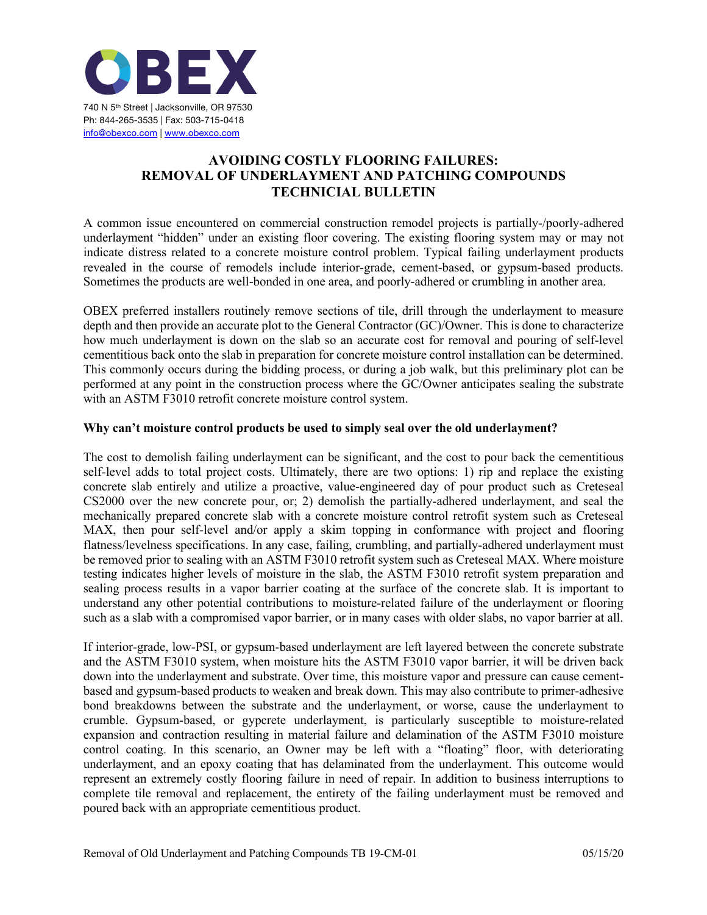**OBEX**

740 N 5th Street | Jacksonville, OR 97530
Ph: 844-265-3535 | Fax: 503-715-0418
info@obexco.com | www.obexco.com

# AVOIDING COSTLY FLOORING FAILURES: REMOVAL OF UNDERLAYMENT AND PATCHING COMPOUNDS TECHNICIAL BULLETIN

A common issue encountered on commercial construction remodel projects is partially-/poorly-adhered underlayment "hidden" under an existing floor covering. The existing flooring system may or may not indicate distress related to a concrete moisture control problem. Typical failing underlayment products revealed in the course of remodels include interior-grade, cement-based, or gypsum-based products. Sometimes the products are well-bonded in one area, and poorly-adhered or crumbling in another area.

OBEX preferred installers routinely remove sections of tile, drill through the underlayment to measure depth and then provide an accurate plot to the General Contractor (GC)/Owner. This is done to characterize how much underlayment is down on the slab so an accurate cost for removal and pouring of self-level cementitious back onto the slab in preparation for concrete moisture control installation can be determined. This commonly occurs during the bidding process, or during a job walk, but this preliminary plot can be performed at any point in the construction process where the GC/Owner anticipates sealing the substrate with an ASTM F3010 retrofit concrete moisture control system.

**Why can't moisture control products be used to simply seal over the old underlayment?**

The cost to demolish failing underlayment can be significant, and the cost to pour back the cementitious self-level adds to total project costs. Ultimately, there are two options: 1) rip and replace the existing concrete slab entirely and utilize a proactive, value-engineered day of pour product such as Creteseal CS2000 over the new concrete pour, or; 2) demolish the partially-adhered underlayment, and seal the mechanically prepared concrete slab with a concrete moisture control retrofit system such as Creteseal MAX, then pour self-level and/or apply a skim topping in conformance with project and flooring flatness/levelness specifications. In any case, failing, crumbling, and partially-adhered underlayment must be removed prior to sealing with an ASTM F3010 retrofit system such as Creteseal MAX. Where moisture testing indicates higher levels of moisture in the slab, the ASTM F3010 retrofit system preparation and sealing process results in a vapor barrier coating at the surface of the concrete slab. It is important to understand any other potential contributions to moisture-related failure of the underlayment or flooring such as a slab with a compromised vapor barrier, or in many cases with older slabs, no vapor barrier at all.

If interior-grade, low-PSI, or gypsum-based underlayment are left layered between the concrete substrate and the ASTM F3010 system, when moisture hits the ASTM F3010 vapor barrier, it will be driven back down into the underlayment and substrate. Over time, this moisture vapor and pressure can cause cement-based and gypsum-based products to weaken and break down. This may also contribute to primer-adhesive bond breakdowns between the substrate and the underlayment, or worse, cause the underlayment to crumble. Gypsum-based, or gypcrete underlayment, is particularly susceptible to moisture-related expansion and contraction resulting in material failure and delamination of the ASTM F3010 moisture control coating. In this scenario, an Owner may be left with a "floating" floor, with deteriorating underlayment, and an epoxy coating that has delaminated from the underlayment. This outcome would represent an extremely costly flooring failure in need of repair. In addition to business interruptions to complete tile removal and replacement, the entirety of the failing underlayment must be removed and poured back with an appropriate cementitious product.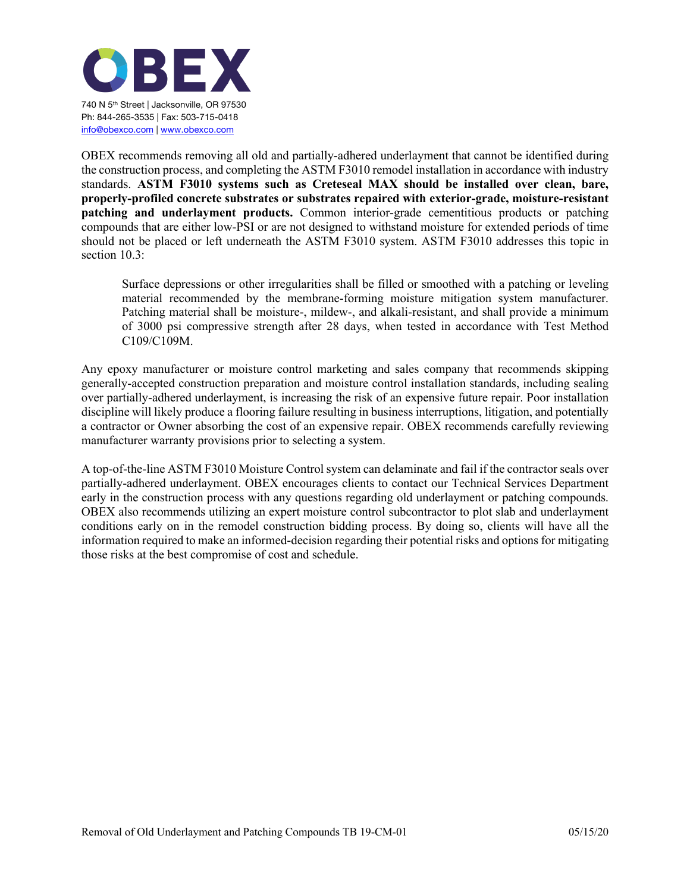740 N 5th Street | Jacksonville, OR 97530
Ph: 844-265-3535 | Fax: 503-715-0418
info@obexco.com | www.obexco.com

OBEX recommends removing all old and partially-adhered underlayment that cannot be identified during the construction process, and completing the ASTM F3010 remodel installation in accordance with industry standards. **ASTM F3010 systems such as Creteseal MAX should be installed over clean, bare, properly-profiled concrete substrates or substrates repaired with exterior-grade, moisture-resistant patching and underlayment products.** Common interior-grade cementitious products or patching compounds that are either low-PSI or are not designed to withstand moisture for extended periods of time should not be placed or left underneath the ASTM F3010 system. ASTM F3010 addresses this topic in section 10.3:

> Surface depressions or other irregularities shall be filled or smoothed with a patching or leveling material recommended by the membrane-forming moisture mitigation system manufacturer. Patching material shall be moisture-, mildew-, and alkali-resistant, and shall provide a minimum of 3000 psi compressive strength after 28 days, when tested in accordance with Test Method C109/C109M.

Any epoxy manufacturer or moisture control marketing and sales company that recommends skipping generally-accepted construction preparation and moisture control installation standards, including sealing over partially-adhered underlayment, is increasing the risk of an expensive future repair. Poor installation discipline will likely produce a flooring failure resulting in business interruptions, litigation, and potentially a contractor or Owner absorbing the cost of an expensive repair. OBEX recommends carefully reviewing manufacturer warranty provisions prior to selecting a system.

A top-of-the-line ASTM F3010 Moisture Control system can delaminate and fail if the contractor seals over partially-adhered underlayment. OBEX encourages clients to contact our Technical Services Department early in the construction process with any questions regarding old underlayment or patching compounds. OBEX also recommends utilizing an expert moisture control subcontractor to plot slab and underlayment conditions early on in the remodel construction bidding process. By doing so, clients will have all the information required to make an informed-decision regarding their potential risks and options for mitigating those risks at the best compromise of cost and schedule.